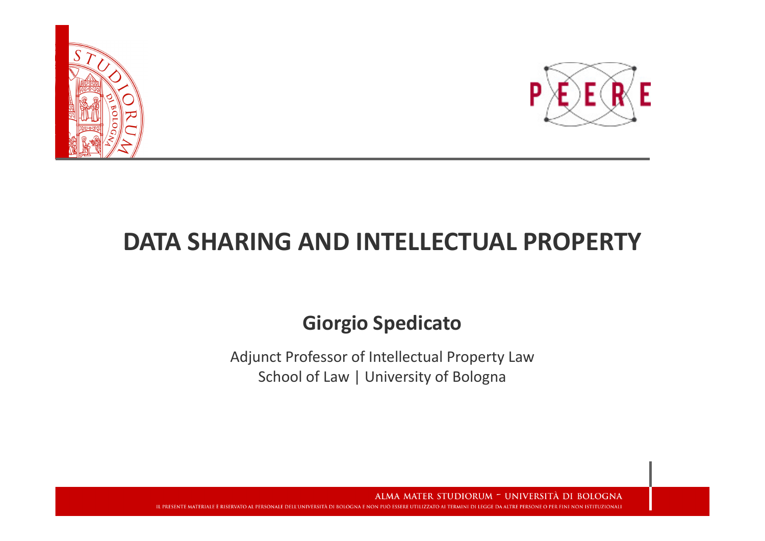# DATA SHARING AND INTELLECTUAL PROPERTY

**Giorgio Spedicato**

Adjunct Professor of Intellectual Property Law
School of Law | University of Bologna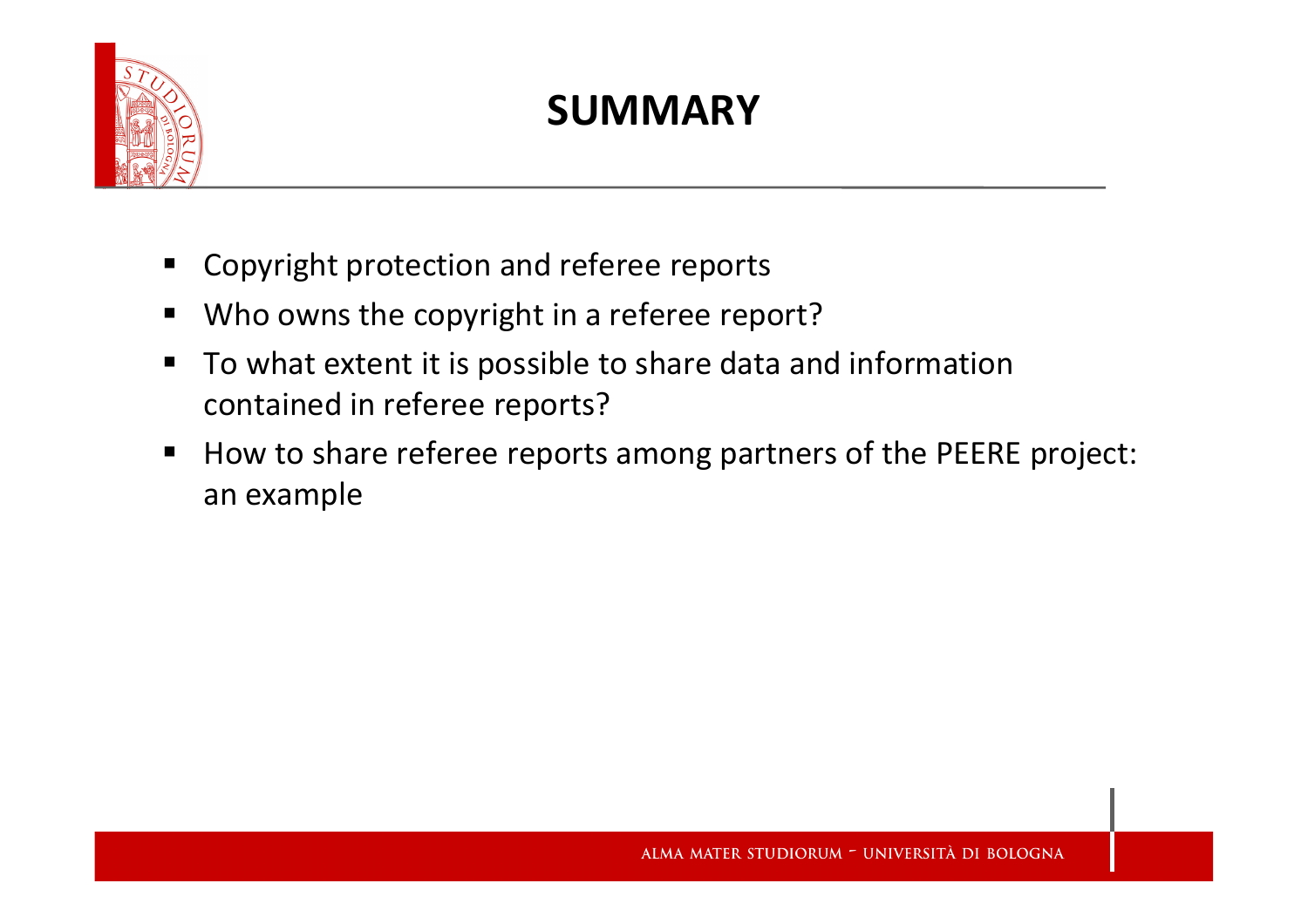# SUMMARY

- Copyright protection and referee reports
- Who owns the copyright in a referee report?
- To what extent it is possible to share data and information contained in referee reports?
- How to share referee reports among partners of the PEERE project: an example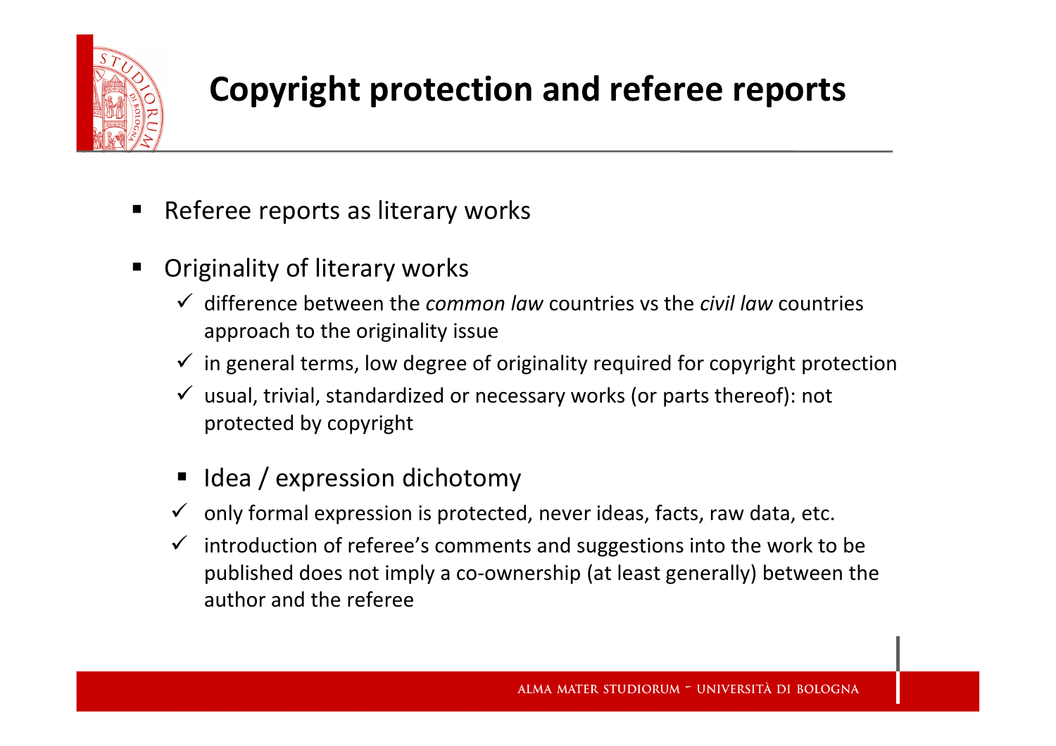# Copyright protection and referee reports

- Referee reports as literary works
- Originality of literary works
  - ✓ difference between the *common law* countries vs the *civil law* countries approach to the originality issue
  - ✓ in general terms, low degree of originality required for copyright protection
  - ✓ usual, trivial, standardized or necessary works (or parts thereof): not protected by copyright
- Idea / expression dichotomy
  - ✓ only formal expression is protected, never ideas, facts, raw data, etc.
  - ✓ introduction of referee's comments and suggestions into the work to be published does not imply a co-ownership (at least generally) between the author and the referee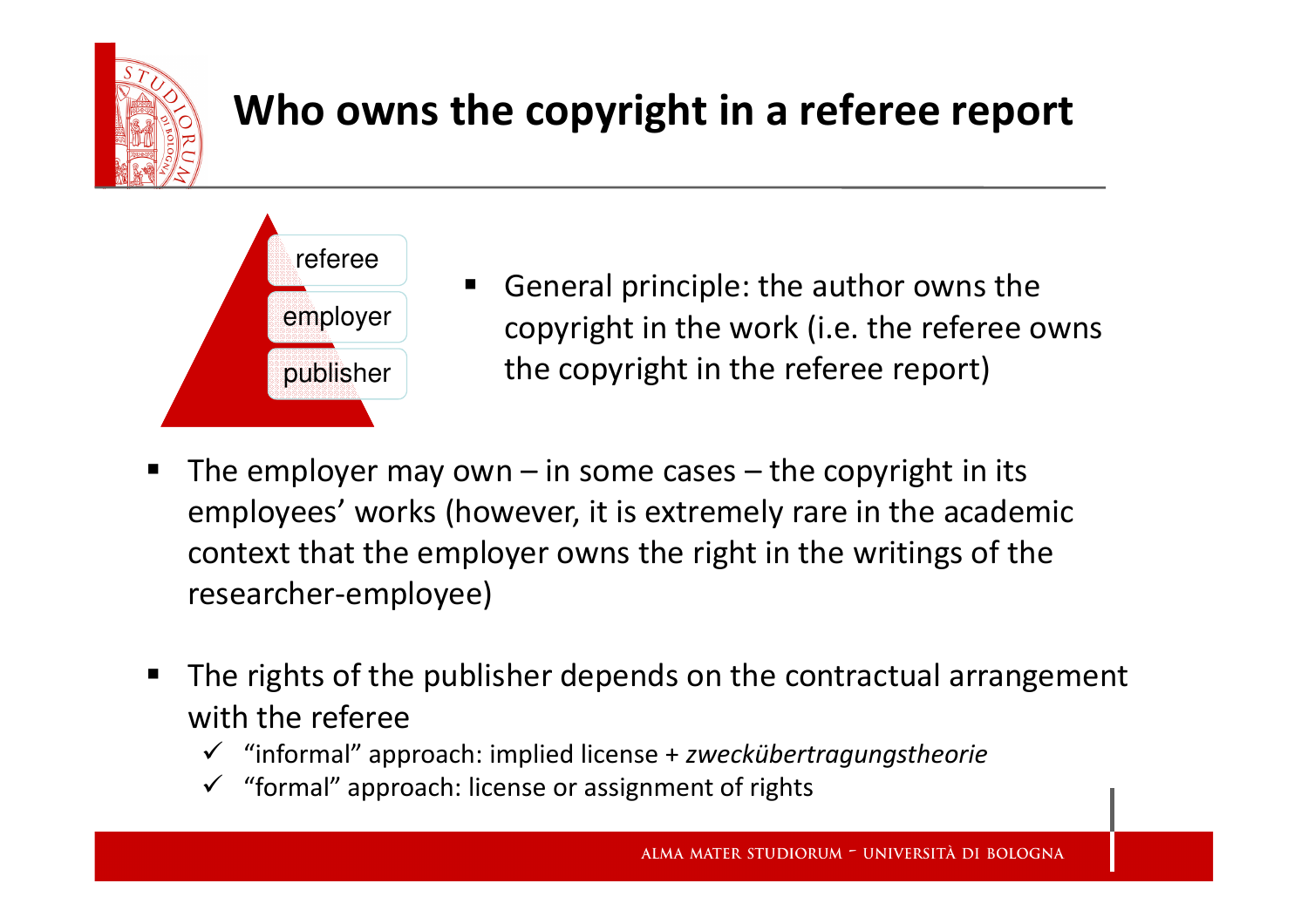# Who owns the copyright in a referee report

- referee
- employer
- publisher

- General principle: the author owns the copyright in the work (i.e. the referee owns the copyright in the referee report)

- The employer may own – in some cases – the copyright in its employees' works (however, it is extremely rare in the academic context that the employer owns the right in the writings of the researcher-employee)

- The rights of the publisher depends on the contractual arrangement with the referee
  - ✓ "informal" approach: implied license + *zweckübertragungstheorie*
  - ✓ "formal" approach: license or assignment of rights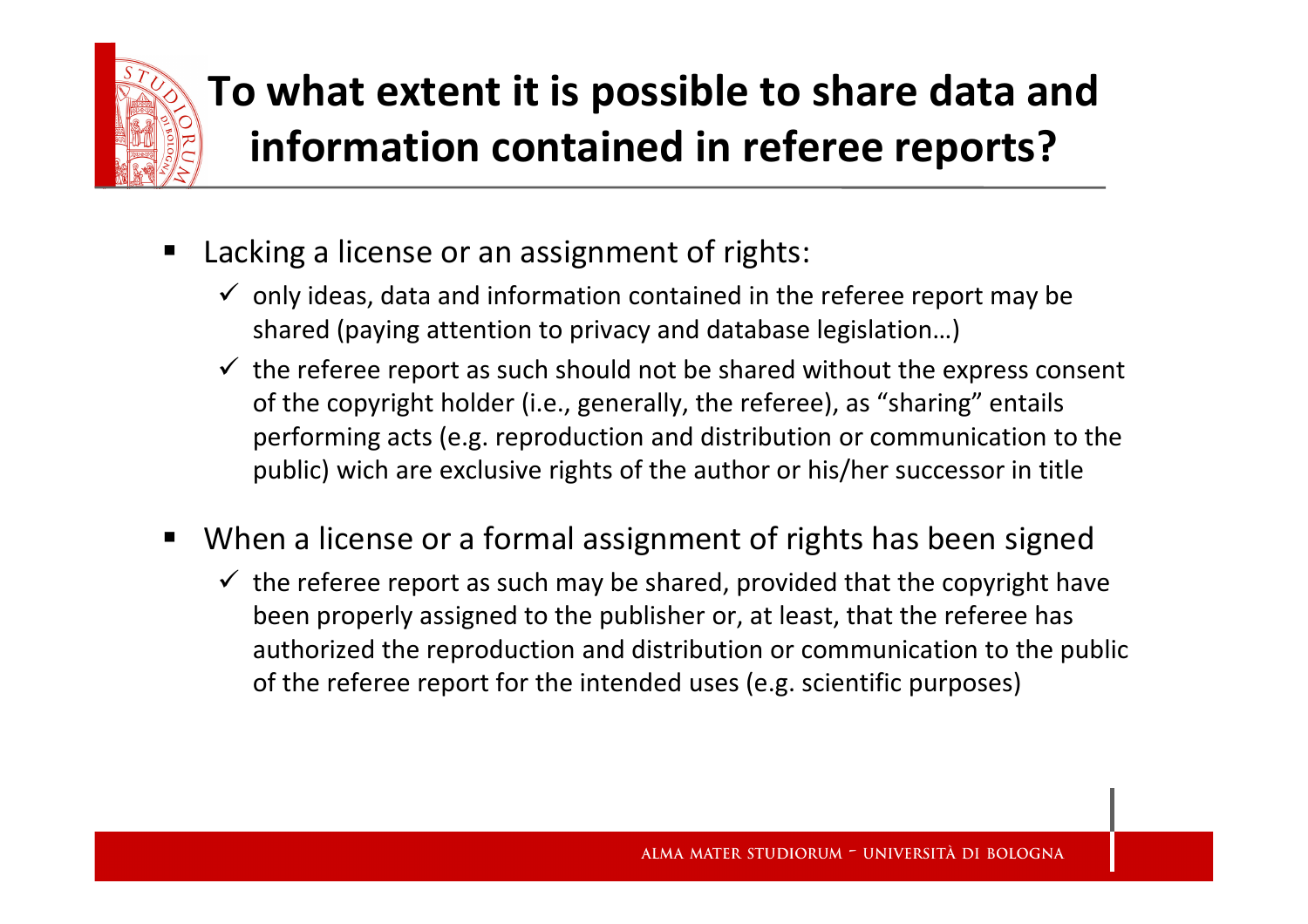# To what extent it is possible to share data and information contained in referee reports?

- Lacking a license or an assignment of rights:
  - ✓ only ideas, data and information contained in the referee report may be shared (paying attention to privacy and database legislation…)
  - ✓ the referee report as such should not be shared without the express consent of the copyright holder (i.e., generally, the referee), as "sharing" entails performing acts (e.g. reproduction and distribution or communication to the public) wich are exclusive rights of the author or his/her successor in title
- When a license or a formal assignment of rights has been signed
  - ✓ the referee report as such may be shared, provided that the copyright have been properly assigned to the publisher or, at least, that the referee has authorized the reproduction and distribution or communication to the public of the referee report for the intended uses (e.g. scientific purposes)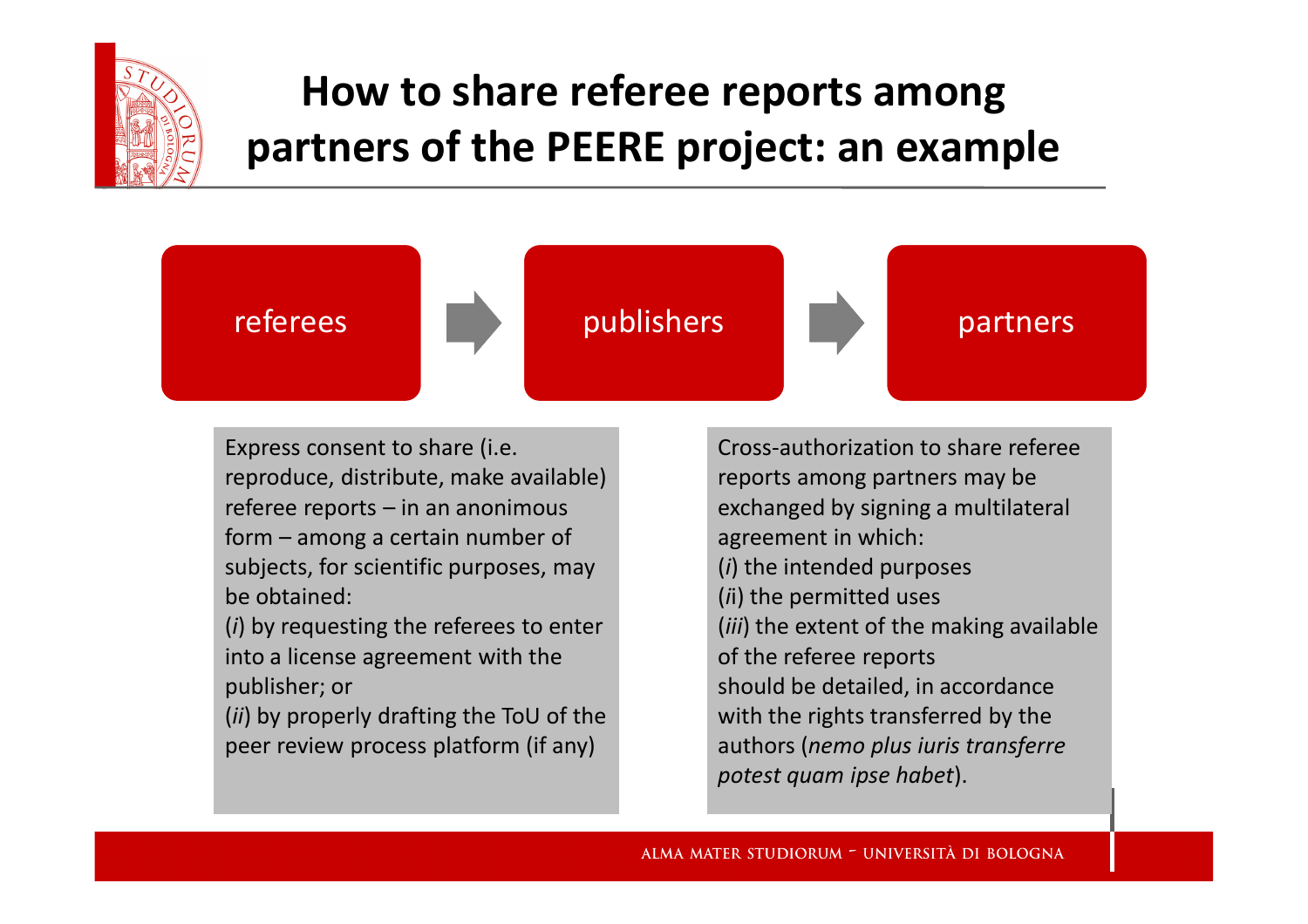# How to share referee reports among partners of the PEERE project: an example

referees → publishers → partners

Express consent to share (i.e. reproduce, distribute, make available) referee reports – in an anonimous form – among a certain number of subjects, for scientific purposes, may be obtained:
(*i*) by requesting the referees to enter into a license agreement with the publisher; or
(*ii*) by properly drafting the ToU of the peer review process platform (if any)

Cross-authorization to share referee reports among partners may be exchanged by signing a multilateral agreement in which:
(*i*) the intended purposes
(*ii*) the permitted uses
(*iii*) the extent of the making available of the referee reports
should be detailed, in accordance with the rights transferred by the authors (*nemo plus iuris transferre potest quam ipse habet*).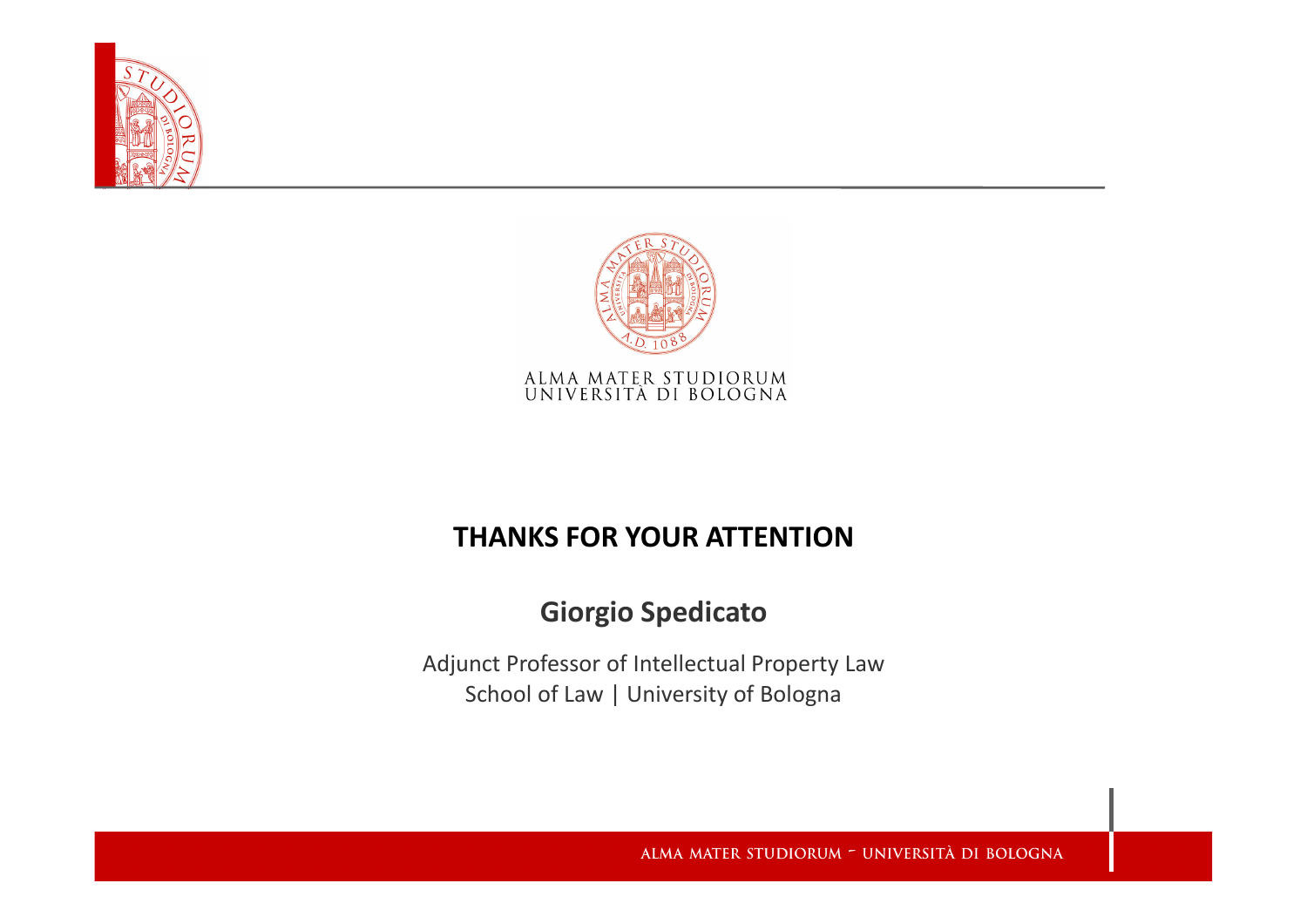ALMA MATER STUDIORUM
UNIVERSITÀ DI BOLOGNA

**THANKS FOR YOUR ATTENTION**

**Giorgio Spedicato**

Adjunct Professor of Intellectual Property Law
School of Law | University of Bologna